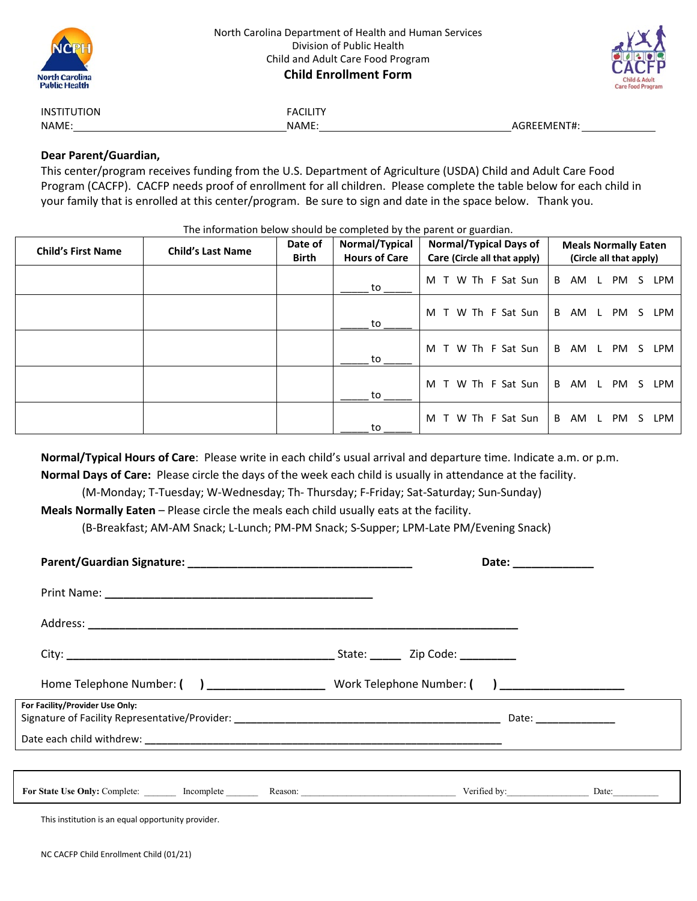North Carolina Department of Health and Human Services
Division of Public Health
Child and Adult Care Food Program

# Child Enrollment Form

INSTITUTION NAME: ______________________________ FACILITY NAME: ______________________________ AGREEMENT#: ____________

**Dear Parent/Guardian,**

This center/program receives funding from the U.S. Department of Agriculture (USDA) Child and Adult Care Food Program (CACFP). CACFP needs proof of enrollment for all children. Please complete the table below for each child in your family that is enrolled at this center/program. Be sure to sign and date in the space below. Thank you.

The information below should be completed by the parent or guardian.

| Child's First Name | Child's Last Name | Date of Birth | Normal/Typical Hours of Care | Normal/Typical Days of Care (Circle all that apply) | Meals Normally Eaten (Circle all that apply) |
|---|---|---|---|---|---|
| | | | _____ to _____ | M T W Th F Sat Sun | B AM L PM S LPM |
| | | | _____ to _____ | M T W Th F Sat Sun | B AM L PM S LPM |
| | | | _____ to _____ | M T W Th F Sat Sun | B AM L PM S LPM |
| | | | _____ to _____ | M T W Th F Sat Sun | B AM L PM S LPM |
| | | | _____ to _____ | M T W Th F Sat Sun | B AM L PM S LPM |

**Normal/Typical Hours of Care**: Please write in each child's usual arrival and departure time. Indicate a.m. or p.m.

**Normal Days of Care:** Please circle the days of the week each child is usually in attendance at the facility.
(M-Monday; T-Tuesday; W-Wednesday; Th- Thursday; F-Friday; Sat-Saturday; Sun-Sunday)

**Meals Normally Eaten** – Please circle the meals each child usually eats at the facility.
(B-Breakfast; AM-AM Snack; L-Lunch; PM-PM Snack; S-Supper; LPM-Late PM/Evening Snack)

**Parent/Guardian Signature:** ____________________________________ **Date:** _____________

Print Name: ____________________________________________

Address: ______________________________________________________________________

City: ____________________________________________ State: _____ Zip Code: _________

Home Telephone Number: ( ) __________________ Work Telephone Number: ( ) ____________________

**For Facility/Provider Use Only:**
Signature of Facility Representative/Provider: ____________________________________________ Date: _____________
Date each child withdrew: ______________________________________________________________

**For State Use Only:** Complete: _______ Incomplete _______ Reason: ________________________________ Verified by:_________________ Date:__________

This institution is an equal opportunity provider.

NC CACFP Child Enrollment Child (01/21)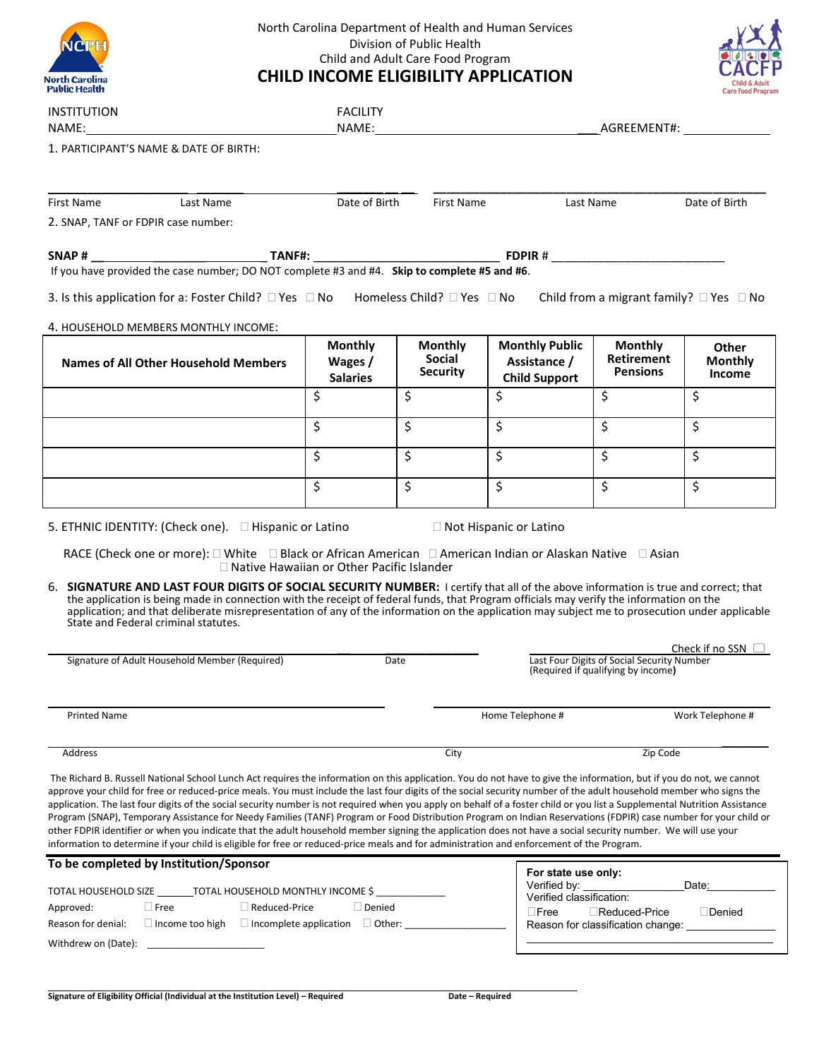North Carolina Department of Health and Human Services
Division of Public Health
Child and Adult Care Food Program

# CHILD INCOME ELIGIBILITY APPLICATION

INSTITUTION NAME: ______________________ FACILITY NAME: ______________________ AGREEMENT#: __________

1. PARTICIPANT'S NAME & DATE OF BIRTH:

| First Name | Last Name | Date of Birth | First Name | Last Name | Date of Birth |
|---|---|---|---|---|---|
| | | | | | |

2. SNAP, TANF or FDPIR case number:

**SNAP #** ____________ **TANF#:** ____________ **FDPIR #** ____________

If you have provided the case number; DO NOT complete #3 and #4. **Skip to complete #5 and #6.**

3. Is this application for a: Foster Child? ☐ Yes ☐ No Homeless Child? ☐ Yes ☐ No Child from a migrant family? ☐ Yes ☐ No

4. HOUSEHOLD MEMBERS MONTHLY INCOME:

| Names of All Other Household Members | Monthly Wages / Salaries | Monthly Social Security | Monthly Public Assistance / Child Support | Monthly Retirement Pensions | Other Monthly Income |
|---|---|---|---|---|---|
| | $ | $ | $ | $ | $ |
| | $ | $ | $ | $ | $ |
| | $ | $ | $ | $ | $ |
| | $ | $ | $ | $ | $ |

5. ETHNIC IDENTITY: (Check one). ☐ Hispanic or Latino ☐ Not Hispanic or Latino

RACE (Check one or more): ☐ White ☐ Black or African American ☐ American Indian or Alaskan Native ☐ Asian ☐ Native Hawaiian or Other Pacific Islander

6. **SIGNATURE AND LAST FOUR DIGITS OF SOCIAL SECURITY NUMBER:** I certify that all of the above information is true and correct; that the application is being made in connection with the receipt of federal funds, that Program officials may verify the information on the application; and that deliberate misrepresentation of any of the information on the application may subject me to prosecution under applicable State and Federal criminal statutes.

______________________ Signature of Adult Household Member (Required) ________ Date

Check if no SSN ☐
______________________ Last Four Digits of Social Security Number (Required if qualifying by income**)**

______________________ Printed Name

______________________ Home Telephone # ______________________ Work Telephone #

______________________ Address ______________________ City ______________________ Zip Code

The Richard B. Russell National School Lunch Act requires the information on this application. You do not have to give the information, but if you do not, we cannot approve your child for free or reduced-price meals. You must include the last four digits of the social security number of the adult household member who signs the application. The last four digits of the social security number is not required when you apply on behalf of a foster child or you list a Supplemental Nutrition Assistance Program (SNAP), Temporary Assistance for Needy Families (TANF) Program or Food Distribution Program on Indian Reservations (FDPIR) case number for your child or other FDPIR identifier or when you indicate that the adult household member signing the application does not have a social security number. We will use your information to determine if your child is eligible for free or reduced-price meals and for administration and enforcement of the Program.

**To be completed by Institution/Sponsor**

TOTAL HOUSEHOLD SIZE ______ TOTAL HOUSEHOLD MONTHLY INCOME $ ____________

Approved: ☐ Free ☐ Reduced-Price ☐ Denied

Reason for denial: ☐ Income too high ☐ Incomplete application ☐ Other: ______________

Withdrew on (Date): ______________

**For state use only:**
Verified by: ______________ Date: ______________
Verified classification:
☐ Free ☐ Reduced-Price ☐ Denied
Reason for classification change: ______________

______________________
**Signature of Eligibility Official (Individual at the Institution Level) – Required** **Date – Required**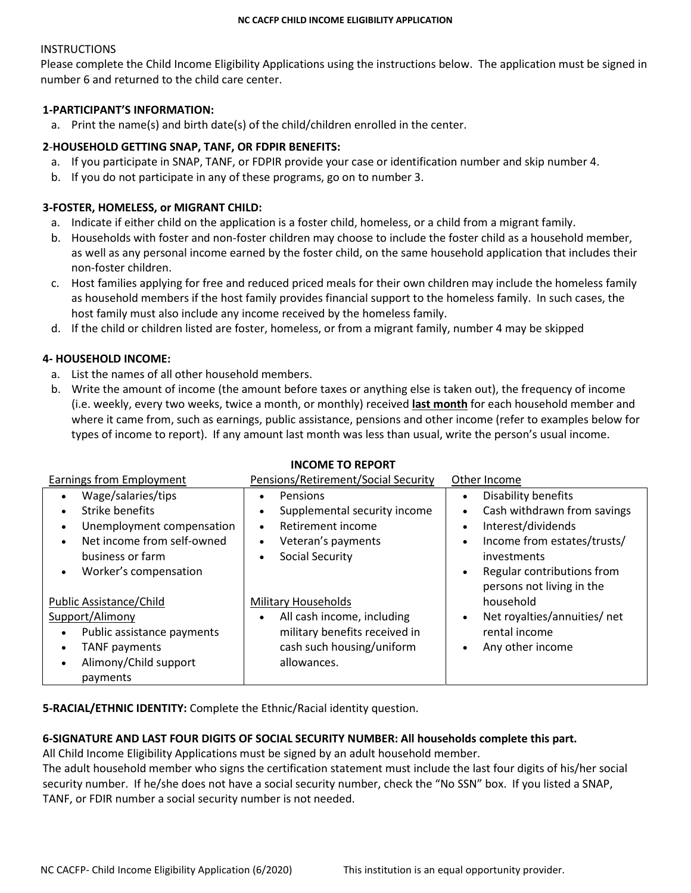# NC CACFP CHILD INCOME ELIGIBILITY APPLICATION

INSTRUCTIONS

Please complete the Child Income Eligibility Applications using the instructions below. The application must be signed in number 6 and returned to the child care center.

**1-PARTICIPANT'S INFORMATION:**

a. Print the name(s) and birth date(s) of the child/children enrolled in the center.

**2-HOUSEHOLD GETTING SNAP, TANF, OR FDPIR BENEFITS:**

a. If you participate in SNAP, TANF, or FDPIR provide your case or identification number and skip number 4.
b. If you do not participate in any of these programs, go on to number 3.

**3-FOSTER, HOMELESS, or MIGRANT CHILD:**

a. Indicate if either child on the application is a foster child, homeless, or a child from a migrant family.
b. Households with foster and non-foster children may choose to include the foster child as a household member, as well as any personal income earned by the foster child, on the same household application that includes their non-foster children.
c. Host families applying for free and reduced priced meals for their own children may include the homeless family as household members if the host family provides financial support to the homeless family. In such cases, the host family must also include any income received by the homeless family.
d. If the child or children listed are foster, homeless, or from a migrant family, number 4 may be skipped

**4- HOUSEHOLD INCOME:**

a. List the names of all other household members.
b. Write the amount of income (the amount before taxes or anything else is taken out), the frequency of income (i.e. weekly, every two weeks, twice a month, or monthly) received **last month** for each household member and where it came from, such as earnings, public assistance, pensions and other income (refer to examples below for types of income to report). If any amount last month was less than usual, write the person's usual income.

**INCOME TO REPORT**

| Earnings from Employment | Pensions/Retirement/Social Security | Other Income |
|---|---|---|
| • Wage/salaries/tips<br>• Strike benefits<br>• Unemployment compensation<br>• Net income from self-owned business or farm<br>• Worker's compensation<br><br>Public Assistance/Child Support/Alimony<br>• Public assistance payments<br>• TANF payments<br>• Alimony/Child support payments | • Pensions<br>• Supplemental security income<br>• Retirement income<br>• Veteran's payments<br>• Social Security<br><br>Military Households<br>• All cash income, including military benefits received in cash such housing/uniform allowances. | • Disability benefits<br>• Cash withdrawn from savings<br>• Interest/dividends<br>• Income from estates/trusts/ investments<br>• Regular contributions from persons not living in the household<br>• Net royalties/annuities/ net rental income<br>• Any other income |

**5-RACIAL/ETHNIC IDENTITY:** Complete the Ethnic/Racial identity question.

**6-SIGNATURE AND LAST FOUR DIGITS OF SOCIAL SECURITY NUMBER: All households complete this part.**

All Child Income Eligibility Applications must be signed by an adult household member.

The adult household member who signs the certification statement must include the last four digits of his/her social security number. If he/she does not have a social security number, check the "No SSN" box. If you listed a SNAP, TANF, or FDIR number a social security number is not needed.

NC CACFP- Child Income Eligibility Application (6/2020) This institution is an equal opportunity provider.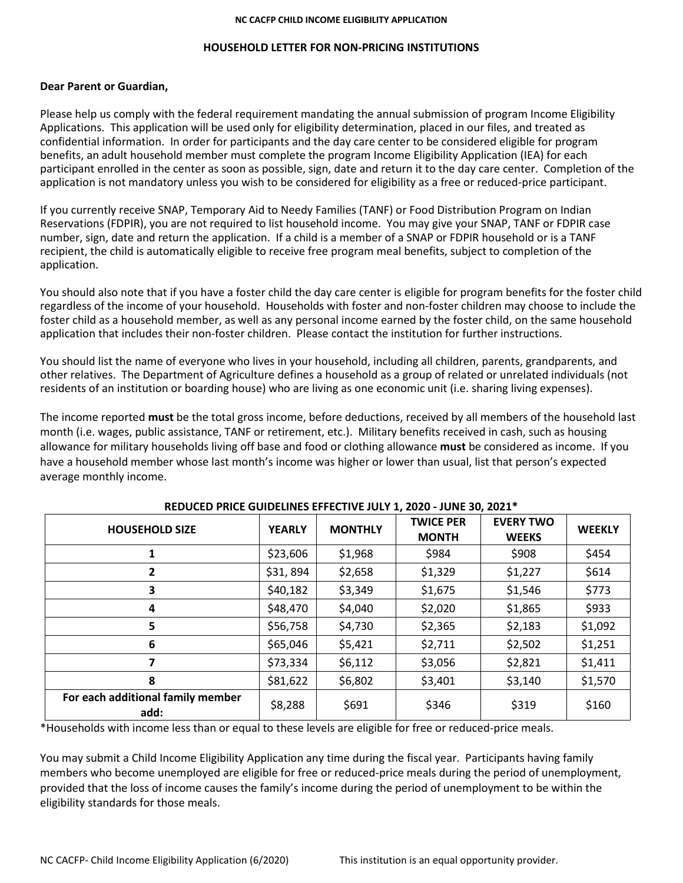NC CACFP CHILD INCOME ELIGIBILITY APPLICATION

## HOUSEHOLD LETTER FOR NON-PRICING INSTITUTIONS

**Dear Parent or Guardian,**

Please help us comply with the federal requirement mandating the annual submission of program Income Eligibility Applications. This application will be used only for eligibility determination, placed in our files, and treated as confidential information. In order for participants and the day care center to be considered eligible for program benefits, an adult household member must complete the program Income Eligibility Application (IEA) for each participant enrolled in the center as soon as possible, sign, date and return it to the day care center. Completion of the application is not mandatory unless you wish to be considered for eligibility as a free or reduced-price participant.

If you currently receive SNAP, Temporary Aid to Needy Families (TANF) or Food Distribution Program on Indian Reservations (FDPIR), you are not required to list household income. You may give your SNAP, TANF or FDPIR case number, sign, date and return the application. If a child is a member of a SNAP or FDPIR household or is a TANF recipient, the child is automatically eligible to receive free program meal benefits, subject to completion of the application.

You should also note that if you have a foster child the day care center is eligible for program benefits for the foster child regardless of the income of your household. Households with foster and non-foster children may choose to include the foster child as a household member, as well as any personal income earned by the foster child, on the same household application that includes their non-foster children. Please contact the institution for further instructions.

You should list the name of everyone who lives in your household, including all children, parents, grandparents, and other relatives. The Department of Agriculture defines a household as a group of related or unrelated individuals (not residents of an institution or boarding house) who are living as one economic unit (i.e. sharing living expenses).

The income reported **must** be the total gross income, before deductions, received by all members of the household last month (i.e. wages, public assistance, TANF or retirement, etc.). Military benefits received in cash, such as housing allowance for military households living off base and food or clothing allowance **must** be considered as income. If you have a household member whose last month's income was higher or lower than usual, list that person's expected average monthly income.

**REDUCED PRICE GUIDELINES EFFECTIVE JULY 1, 2020 - JUNE 30, 2021***

| HOUSEHOLD SIZE | YEARLY | MONTHLY | TWICE PER MONTH | EVERY TWO WEEKS | WEEKLY |
|---|---|---|---|---|---|
| 1 | $23,606 | $1,968 | $984 | $908 | $454 |
| 2 | $31, 894 | $2,658 | $1,329 | $1,227 | $614 |
| 3 | $40,182 | $3,349 | $1,675 | $1,546 | $773 |
| 4 | $48,470 | $4,040 | $2,020 | $1,865 | $933 |
| 5 | $56,758 | $4,730 | $2,365 | $2,183 | $1,092 |
| 6 | $65,046 | $5,421 | $2,711 | $2,502 | $1,251 |
| 7 | $73,334 | $6,112 | $3,056 | $2,821 | $1,411 |
| 8 | $81,622 | $6,802 | $3,401 | $3,140 | $1,570 |
| For each additional family member add: | $8,288 | $691 | $346 | $319 | $160 |

*Households with income less than or equal to these levels are eligible for free or reduced-price meals.

You may submit a Child Income Eligibility Application any time during the fiscal year. Participants having family members who become unemployed are eligible for free or reduced-price meals during the period of unemployment, provided that the loss of income causes the family's income during the period of unemployment to be within the eligibility standards for those meals.

NC CACFP- Child Income Eligibility Application (6/2020) This institution is an equal opportunity provider.